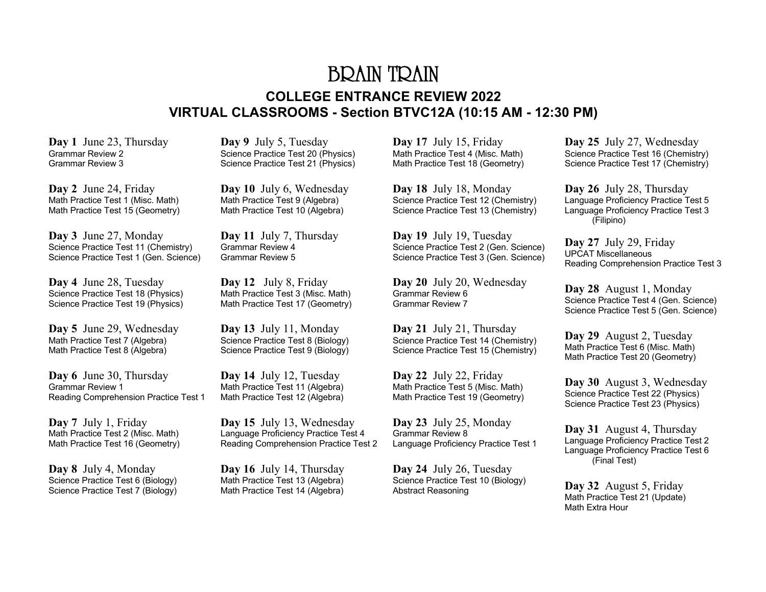# BRAIN TRAIN

## COLLEGE ENTRANCE REVIEW 2022
## VIRTUAL CLASSROOMS - Section BTVC12A (10:15 AM - 12:30 PM)

**Day 1** June 23, Thursday
Grammar Review 2
Grammar Review 3

**Day 2** June 24, Friday
Math Practice Test 1 (Misc. Math)
Math Practice Test 15 (Geometry)

**Day 3** June 27, Monday
Science Practice Test 11 (Chemistry)
Science Practice Test 1 (Gen. Science)

**Day 4** June 28, Tuesday
Science Practice Test 18 (Physics)
Science Practice Test 19 (Physics)

**Day 5** June 29, Wednesday
Math Practice Test 7 (Algebra)
Math Practice Test 8 (Algebra)

**Day 6** June 30, Thursday
Grammar Review 1
Reading Comprehension Practice Test 1

**Day 7** July 1, Friday
Math Practice Test 2 (Misc. Math)
Math Practice Test 16 (Geometry)

**Day 8** July 4, Monday
Science Practice Test 6 (Biology)
Science Practice Test 7 (Biology)

**Day 9** July 5, Tuesday
Science Practice Test 20 (Physics)
Science Practice Test 21 (Physics)

**Day 10** July 6, Wednesday
Math Practice Test 9 (Algebra)
Math Practice Test 10 (Algebra)

**Day 11** July 7, Thursday
Grammar Review 4
Grammar Review 5

**Day 12** July 8, Friday
Math Practice Test 3 (Misc. Math)
Math Practice Test 17 (Geometry)

**Day 13** July 11, Monday
Science Practice Test 8 (Biology)
Science Practice Test 9 (Biology)

**Day 14** July 12, Tuesday
Math Practice Test 11 (Algebra)
Math Practice Test 12 (Algebra)

**Day 15** July 13, Wednesday
Language Proficiency Practice Test 4
Reading Comprehension Practice Test 2

**Day 16** July 14, Thursday
Math Practice Test 13 (Algebra)
Math Practice Test 14 (Algebra)

**Day 17** July 15, Friday
Math Practice Test 4 (Misc. Math)
Math Practice Test 18 (Geometry)

**Day 18** July 18, Monday
Science Practice Test 12 (Chemistry)
Science Practice Test 13 (Chemistry)

**Day 19** July 19, Tuesday
Science Practice Test 2 (Gen. Science)
Science Practice Test 3 (Gen. Science)

**Day 20** July 20, Wednesday
Grammar Review 6
Grammar Review 7

**Day 21** July 21, Thursday
Science Practice Test 14 (Chemistry)
Science Practice Test 15 (Chemistry)

**Day 22** July 22, Friday
Math Practice Test 5 (Misc. Math)
Math Practice Test 19 (Geometry)

**Day 23** July 25, Monday
Grammar Review 8
Language Proficiency Practice Test 1

**Day 24** July 26, Tuesday
Science Practice Test 10 (Biology)
Abstract Reasoning

**Day 25** July 27, Wednesday
Science Practice Test 16 (Chemistry)
Science Practice Test 17 (Chemistry)

**Day 26** July 28, Thursday
Language Proficiency Practice Test 5
Language Proficiency Practice Test 3 (Filipino)

**Day 27** July 29, Friday
UPCAT Miscellaneous
Reading Comprehension Practice Test 3

**Day 28** August 1, Monday
Science Practice Test 4 (Gen. Science)
Science Practice Test 5 (Gen. Science)

**Day 29** August 2, Tuesday
Math Practice Test 6 (Misc. Math)
Math Practice Test 20 (Geometry)

**Day 30** August 3, Wednesday
Science Practice Test 22 (Physics)
Science Practice Test 23 (Physics)

**Day 31** August 4, Thursday
Language Proficiency Practice Test 2
Language Proficiency Practice Test 6 (Final Test)

**Day 32** August 5, Friday
Math Practice Test 21 (Update)
Math Extra Hour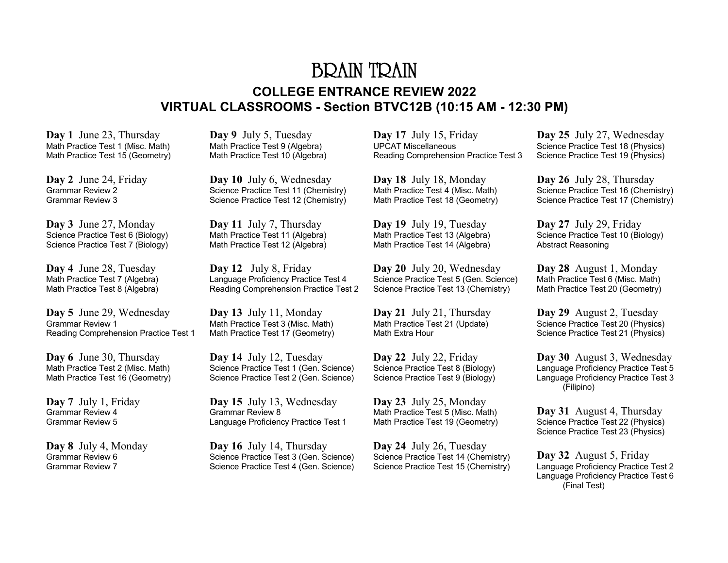# BRAIN TRAIN

## COLLEGE ENTRANCE REVIEW 2022
## VIRTUAL CLASSROOMS - Section BTVC12B (10:15 AM - 12:30 PM)

**Day 1** June 23, Thursday
Math Practice Test 1 (Misc. Math)
Math Practice Test 15 (Geometry)

**Day 2** June 24, Friday
Grammar Review 2
Grammar Review 3

**Day 3** June 27, Monday
Science Practice Test 6 (Biology)
Science Practice Test 7 (Biology)

**Day 4** June 28, Tuesday
Math Practice Test 7 (Algebra)
Math Practice Test 8 (Algebra)

**Day 5** June 29, Wednesday
Grammar Review 1
Reading Comprehension Practice Test 1

**Day 6** June 30, Thursday
Math Practice Test 2 (Misc. Math)
Math Practice Test 16 (Geometry)

**Day 7** July 1, Friday
Grammar Review 4
Grammar Review 5

**Day 8** July 4, Monday
Grammar Review 6
Grammar Review 7

**Day 9** July 5, Tuesday
Math Practice Test 9 (Algebra)
Math Practice Test 10 (Algebra)

**Day 10** July 6, Wednesday
Science Practice Test 11 (Chemistry)
Science Practice Test 12 (Chemistry)

**Day 11** July 7, Thursday
Math Practice Test 11 (Algebra)
Math Practice Test 12 (Algebra)

**Day 12** July 8, Friday
Language Proficiency Practice Test 4
Reading Comprehension Practice Test 2

**Day 13** July 11, Monday
Math Practice Test 3 (Misc. Math)
Math Practice Test 17 (Geometry)

**Day 14** July 12, Tuesday
Science Practice Test 1 (Gen. Science)
Science Practice Test 2 (Gen. Science)

**Day 15** July 13, Wednesday
Grammar Review 8
Language Proficiency Practice Test 1

**Day 16** July 14, Thursday
Science Practice Test 3 (Gen. Science)
Science Practice Test 4 (Gen. Science)

**Day 17** July 15, Friday
UPCAT Miscellaneous
Reading Comprehension Practice Test 3

**Day 18** July 18, Monday
Math Practice Test 4 (Misc. Math)
Math Practice Test 18 (Geometry)

**Day 19** July 19, Tuesday
Math Practice Test 13 (Algebra)
Math Practice Test 14 (Algebra)

**Day 20** July 20, Wednesday
Science Practice Test 5 (Gen. Science)
Science Practice Test 13 (Chemistry)

**Day 21** July 21, Thursday
Math Practice Test 21 (Update)
Math Extra Hour

**Day 22** July 22, Friday
Science Practice Test 8 (Biology)
Science Practice Test 9 (Biology)

**Day 23** July 25, Monday
Math Practice Test 5 (Misc. Math)
Math Practice Test 19 (Geometry)

**Day 24** July 26, Tuesday
Science Practice Test 14 (Chemistry)
Science Practice Test 15 (Chemistry)

**Day 25** July 27, Wednesday
Science Practice Test 18 (Physics)
Science Practice Test 19 (Physics)

**Day 26** July 28, Thursday
Science Practice Test 16 (Chemistry)
Science Practice Test 17 (Chemistry)

**Day 27** July 29, Friday
Science Practice Test 10 (Biology)
Abstract Reasoning

**Day 28** August 1, Monday
Math Practice Test 6 (Misc. Math)
Math Practice Test 20 (Geometry)

**Day 29** August 2, Tuesday
Science Practice Test 20 (Physics)
Science Practice Test 21 (Physics)

**Day 30** August 3, Wednesday
Language Proficiency Practice Test 5
Language Proficiency Practice Test 3 (Filipino)

**Day 31** August 4, Thursday
Science Practice Test 22 (Physics)
Science Practice Test 23 (Physics)

**Day 32** August 5, Friday
Language Proficiency Practice Test 2
Language Proficiency Practice Test 6 (Final Test)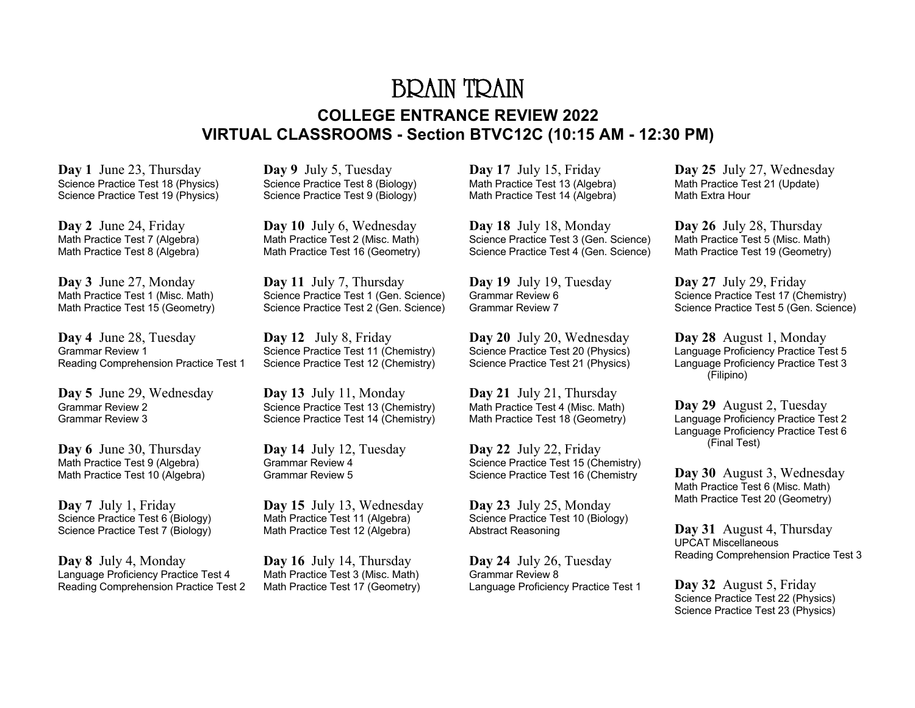# BRAIN TRAIN

## COLLEGE ENTRANCE REVIEW 2022
## VIRTUAL CLASSROOMS - Section BTVC12C (10:15 AM - 12:30 PM)

**Day 1** June 23, Thursday
Science Practice Test 18 (Physics)
Science Practice Test 19 (Physics)

**Day 2** June 24, Friday
Math Practice Test 7 (Algebra)
Math Practice Test 8 (Algebra)

**Day 3** June 27, Monday
Math Practice Test 1 (Misc. Math)
Math Practice Test 15 (Geometry)

**Day 4** June 28, Tuesday
Grammar Review 1
Reading Comprehension Practice Test 1

**Day 5** June 29, Wednesday
Grammar Review 2
Grammar Review 3

**Day 6** June 30, Thursday
Math Practice Test 9 (Algebra)
Math Practice Test 10 (Algebra)

**Day 7** July 1, Friday
Science Practice Test 6 (Biology)
Science Practice Test 7 (Biology)

**Day 8** July 4, Monday
Language Proficiency Practice Test 4
Reading Comprehension Practice Test 2

**Day 9** July 5, Tuesday
Science Practice Test 8 (Biology)
Science Practice Test 9 (Biology)

**Day 10** July 6, Wednesday
Math Practice Test 2 (Misc. Math)
Math Practice Test 16 (Geometry)

**Day 11** July 7, Thursday
Science Practice Test 1 (Gen. Science)
Science Practice Test 2 (Gen. Science)

**Day 12** July 8, Friday
Science Practice Test 11 (Chemistry)
Science Practice Test 12 (Chemistry)

**Day 13** July 11, Monday
Science Practice Test 13 (Chemistry)
Science Practice Test 14 (Chemistry)

**Day 14** July 12, Tuesday
Grammar Review 4
Grammar Review 5

**Day 15** July 13, Wednesday
Math Practice Test 11 (Algebra)
Math Practice Test 12 (Algebra)

**Day 16** July 14, Thursday
Math Practice Test 3 (Misc. Math)
Math Practice Test 17 (Geometry)

**Day 17** July 15, Friday
Math Practice Test 13 (Algebra)
Math Practice Test 14 (Algebra)

**Day 18** July 18, Monday
Science Practice Test 3 (Gen. Science)
Science Practice Test 4 (Gen. Science)

**Day 19** July 19, Tuesday
Grammar Review 6
Grammar Review 7

**Day 20** July 20, Wednesday
Science Practice Test 20 (Physics)
Science Practice Test 21 (Physics)

**Day 21** July 21, Thursday
Math Practice Test 4 (Misc. Math)
Math Practice Test 18 (Geometry)

**Day 22** July 22, Friday
Science Practice Test 15 (Chemistry)
Science Practice Test 16 (Chemistry

**Day 23** July 25, Monday
Science Practice Test 10 (Biology)
Abstract Reasoning

**Day 24** July 26, Tuesday
Grammar Review 8
Language Proficiency Practice Test 1

**Day 25** July 27, Wednesday
Math Practice Test 21 (Update)
Math Extra Hour

**Day 26** July 28, Thursday
Math Practice Test 5 (Misc. Math)
Math Practice Test 19 (Geometry)

**Day 27** July 29, Friday
Science Practice Test 17 (Chemistry)
Science Practice Test 5 (Gen. Science)

**Day 28** August 1, Monday
Language Proficiency Practice Test 5
Language Proficiency Practice Test 3 (Filipino)

**Day 29** August 2, Tuesday
Language Proficiency Practice Test 2
Language Proficiency Practice Test 6 (Final Test)

**Day 30** August 3, Wednesday
Math Practice Test 6 (Misc. Math)
Math Practice Test 20 (Geometry)

**Day 31** August 4, Thursday
UPCAT Miscellaneous
Reading Comprehension Practice Test 3

**Day 32** August 5, Friday
Science Practice Test 22 (Physics)
Science Practice Test 23 (Physics)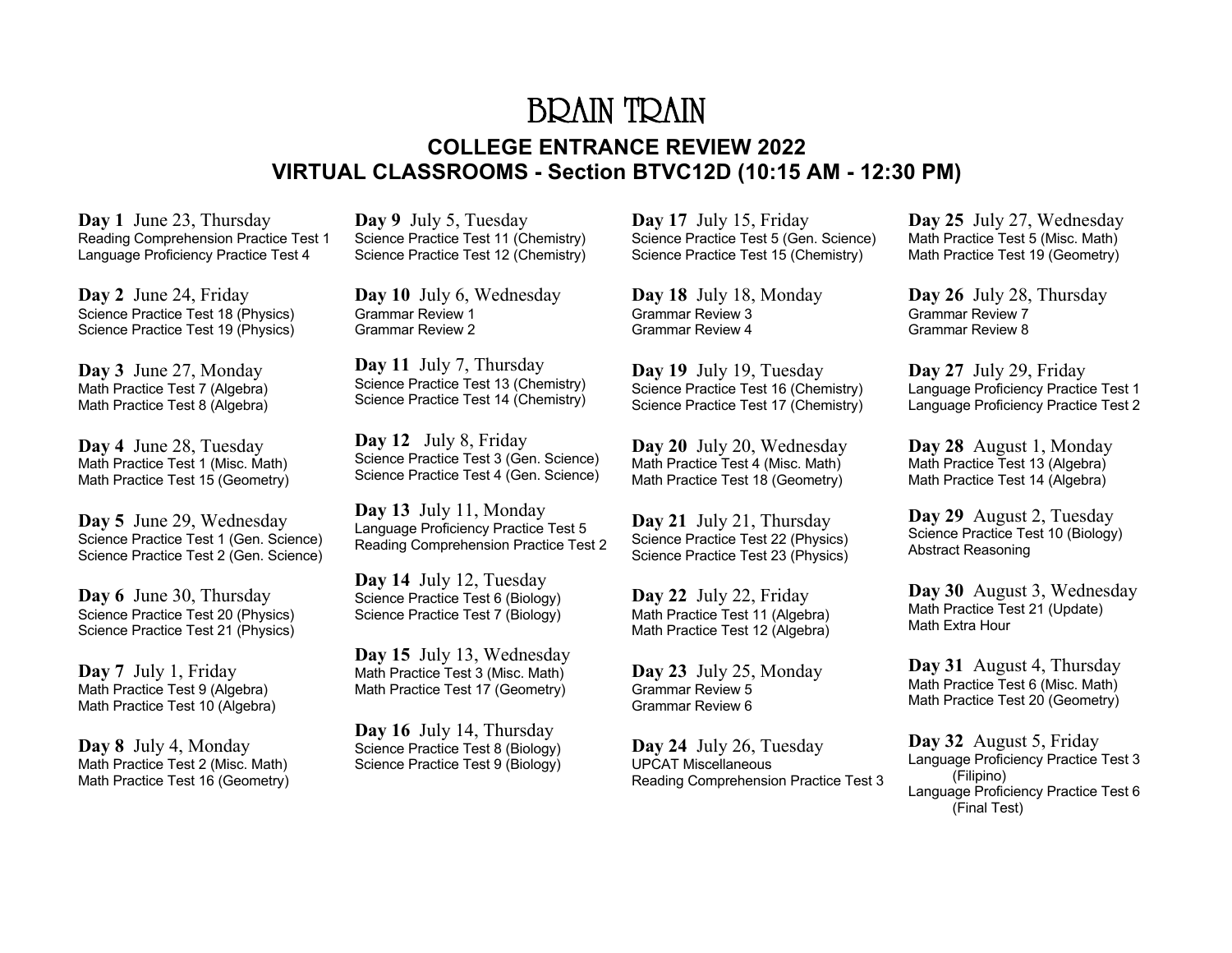# BRAIN TRAIN

## COLLEGE ENTRANCE REVIEW 2022
## VIRTUAL CLASSROOMS - Section BTVC12D (10:15 AM - 12:30 PM)

**Day 1** June 23, Thursday
Reading Comprehension Practice Test 1
Language Proficiency Practice Test 4

**Day 2** June 24, Friday
Science Practice Test 18 (Physics)
Science Practice Test 19 (Physics)

**Day 3** June 27, Monday
Math Practice Test 7 (Algebra)
Math Practice Test 8 (Algebra)

**Day 4** June 28, Tuesday
Math Practice Test 1 (Misc. Math)
Math Practice Test 15 (Geometry)

**Day 5** June 29, Wednesday
Science Practice Test 1 (Gen. Science)
Science Practice Test 2 (Gen. Science)

**Day 6** June 30, Thursday
Science Practice Test 20 (Physics)
Science Practice Test 21 (Physics)

**Day 7** July 1, Friday
Math Practice Test 9 (Algebra)
Math Practice Test 10 (Algebra)

**Day 8** July 4, Monday
Math Practice Test 2 (Misc. Math)
Math Practice Test 16 (Geometry)

**Day 9** July 5, Tuesday
Science Practice Test 11 (Chemistry)
Science Practice Test 12 (Chemistry)

**Day 10** July 6, Wednesday
Grammar Review 1
Grammar Review 2

**Day 11** July 7, Thursday
Science Practice Test 13 (Chemistry)
Science Practice Test 14 (Chemistry)

**Day 12** July 8, Friday
Science Practice Test 3 (Gen. Science)
Science Practice Test 4 (Gen. Science)

**Day 13** July 11, Monday
Language Proficiency Practice Test 5
Reading Comprehension Practice Test 2

**Day 14** July 12, Tuesday
Science Practice Test 6 (Biology)
Science Practice Test 7 (Biology)

**Day 15** July 13, Wednesday
Math Practice Test 3 (Misc. Math)
Math Practice Test 17 (Geometry)

**Day 16** July 14, Thursday
Science Practice Test 8 (Biology)
Science Practice Test 9 (Biology)

**Day 17** July 15, Friday
Science Practice Test 5 (Gen. Science)
Science Practice Test 15 (Chemistry)

**Day 18** July 18, Monday
Grammar Review 3
Grammar Review 4

**Day 19** July 19, Tuesday
Science Practice Test 16 (Chemistry)
Science Practice Test 17 (Chemistry)

**Day 20** July 20, Wednesday
Math Practice Test 4 (Misc. Math)
Math Practice Test 18 (Geometry)

**Day 21** July 21, Thursday
Science Practice Test 22 (Physics)
Science Practice Test 23 (Physics)

**Day 22** July 22, Friday
Math Practice Test 11 (Algebra)
Math Practice Test 12 (Algebra)

**Day 23** July 25, Monday
Grammar Review 5
Grammar Review 6

**Day 24** July 26, Tuesday
UPCAT Miscellaneous
Reading Comprehension Practice Test 3

**Day 25** July 27, Wednesday
Math Practice Test 5 (Misc. Math)
Math Practice Test 19 (Geometry)

**Day 26** July 28, Thursday
Grammar Review 7
Grammar Review 8

**Day 27** July 29, Friday
Language Proficiency Practice Test 1
Language Proficiency Practice Test 2

**Day 28** August 1, Monday
Math Practice Test 13 (Algebra)
Math Practice Test 14 (Algebra)

**Day 29** August 2, Tuesday
Science Practice Test 10 (Biology)
Abstract Reasoning

**Day 30** August 3, Wednesday
Math Practice Test 21 (Update)
Math Extra Hour

**Day 31** August 4, Thursday
Math Practice Test 6 (Misc. Math)
Math Practice Test 20 (Geometry)

**Day 32** August 5, Friday
Language Proficiency Practice Test 3 (Filipino)
Language Proficiency Practice Test 6 (Final Test)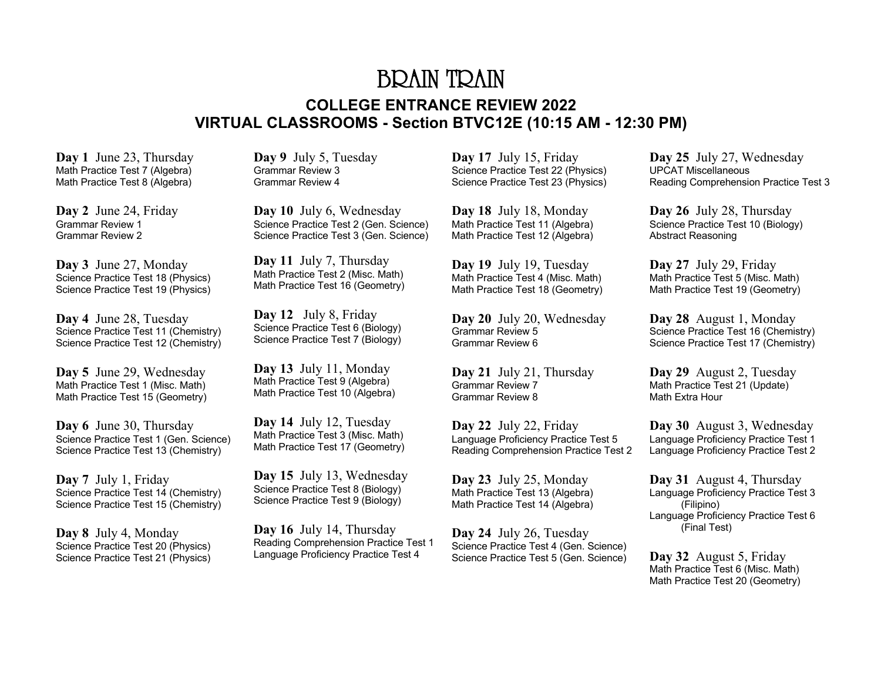# BRAIN TRAIN

## COLLEGE ENTRANCE REVIEW 2022
## VIRTUAL CLASSROOMS - Section BTVC12E (10:15 AM - 12:30 PM)

**Day 1** June 23, Thursday
Math Practice Test 7 (Algebra)
Math Practice Test 8 (Algebra)

**Day 2** June 24, Friday
Grammar Review 1
Grammar Review 2

**Day 3** June 27, Monday
Science Practice Test 18 (Physics)
Science Practice Test 19 (Physics)

**Day 4** June 28, Tuesday
Science Practice Test 11 (Chemistry)
Science Practice Test 12 (Chemistry)

**Day 5** June 29, Wednesday
Math Practice Test 1 (Misc. Math)
Math Practice Test 15 (Geometry)

**Day 6** June 30, Thursday
Science Practice Test 1 (Gen. Science)
Science Practice Test 13 (Chemistry)

**Day 7** July 1, Friday
Science Practice Test 14 (Chemistry)
Science Practice Test 15 (Chemistry)

**Day 8** July 4, Monday
Science Practice Test 20 (Physics)
Science Practice Test 21 (Physics)

**Day 9** July 5, Tuesday
Grammar Review 3
Grammar Review 4

**Day 10** July 6, Wednesday
Science Practice Test 2 (Gen. Science)
Science Practice Test 3 (Gen. Science)

**Day 11** July 7, Thursday
Math Practice Test 2 (Misc. Math)
Math Practice Test 16 (Geometry)

**Day 12** July 8, Friday
Science Practice Test 6 (Biology)
Science Practice Test 7 (Biology)

**Day 13** July 11, Monday
Math Practice Test 9 (Algebra)
Math Practice Test 10 (Algebra)

**Day 14** July 12, Tuesday
Math Practice Test 3 (Misc. Math)
Math Practice Test 17 (Geometry)

**Day 15** July 13, Wednesday
Science Practice Test 8 (Biology)
Science Practice Test 9 (Biology)

**Day 16** July 14, Thursday
Reading Comprehension Practice Test 1
Language Proficiency Practice Test 4

**Day 17** July 15, Friday
Science Practice Test 22 (Physics)
Science Practice Test 23 (Physics)

**Day 18** July 18, Monday
Math Practice Test 11 (Algebra)
Math Practice Test 12 (Algebra)

**Day 19** July 19, Tuesday
Math Practice Test 4 (Misc. Math)
Math Practice Test 18 (Geometry)

**Day 20** July 20, Wednesday
Grammar Review 5
Grammar Review 6

**Day 21** July 21, Thursday
Grammar Review 7
Grammar Review 8

**Day 22** July 22, Friday
Language Proficiency Practice Test 5
Reading Comprehension Practice Test 2

**Day 23** July 25, Monday
Math Practice Test 13 (Algebra)
Math Practice Test 14 (Algebra)

**Day 24** July 26, Tuesday
Science Practice Test 4 (Gen. Science)
Science Practice Test 5 (Gen. Science)

**Day 25** July 27, Wednesday
UPCAT Miscellaneous
Reading Comprehension Practice Test 3

**Day 26** July 28, Thursday
Science Practice Test 10 (Biology)
Abstract Reasoning

**Day 27** July 29, Friday
Math Practice Test 5 (Misc. Math)
Math Practice Test 19 (Geometry)

**Day 28** August 1, Monday
Science Practice Test 16 (Chemistry)
Science Practice Test 17 (Chemistry)

**Day 29** August 2, Tuesday
Math Practice Test 21 (Update)
Math Extra Hour

**Day 30** August 3, Wednesday
Language Proficiency Practice Test 1
Language Proficiency Practice Test 2

**Day 31** August 4, Thursday
Language Proficiency Practice Test 3 (Filipino)
Language Proficiency Practice Test 6 (Final Test)

**Day 32** August 5, Friday
Math Practice Test 6 (Misc. Math)
Math Practice Test 20 (Geometry)